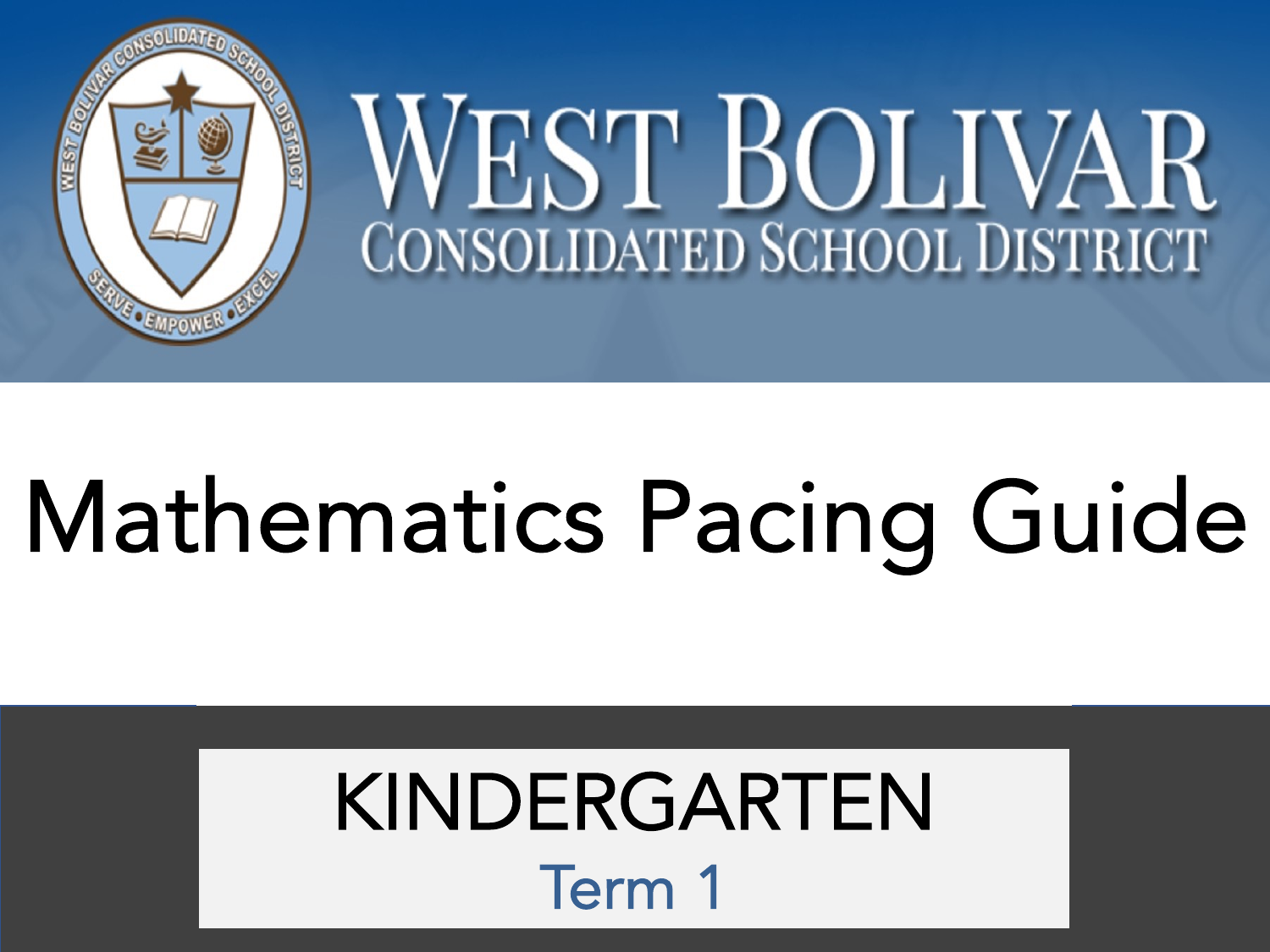# WEST BOLIVAR

## CONSOLIDATED SCHOOL DISTRICT

# Mathematics Pacing Guide

## KINDERGARTEN

### Term 1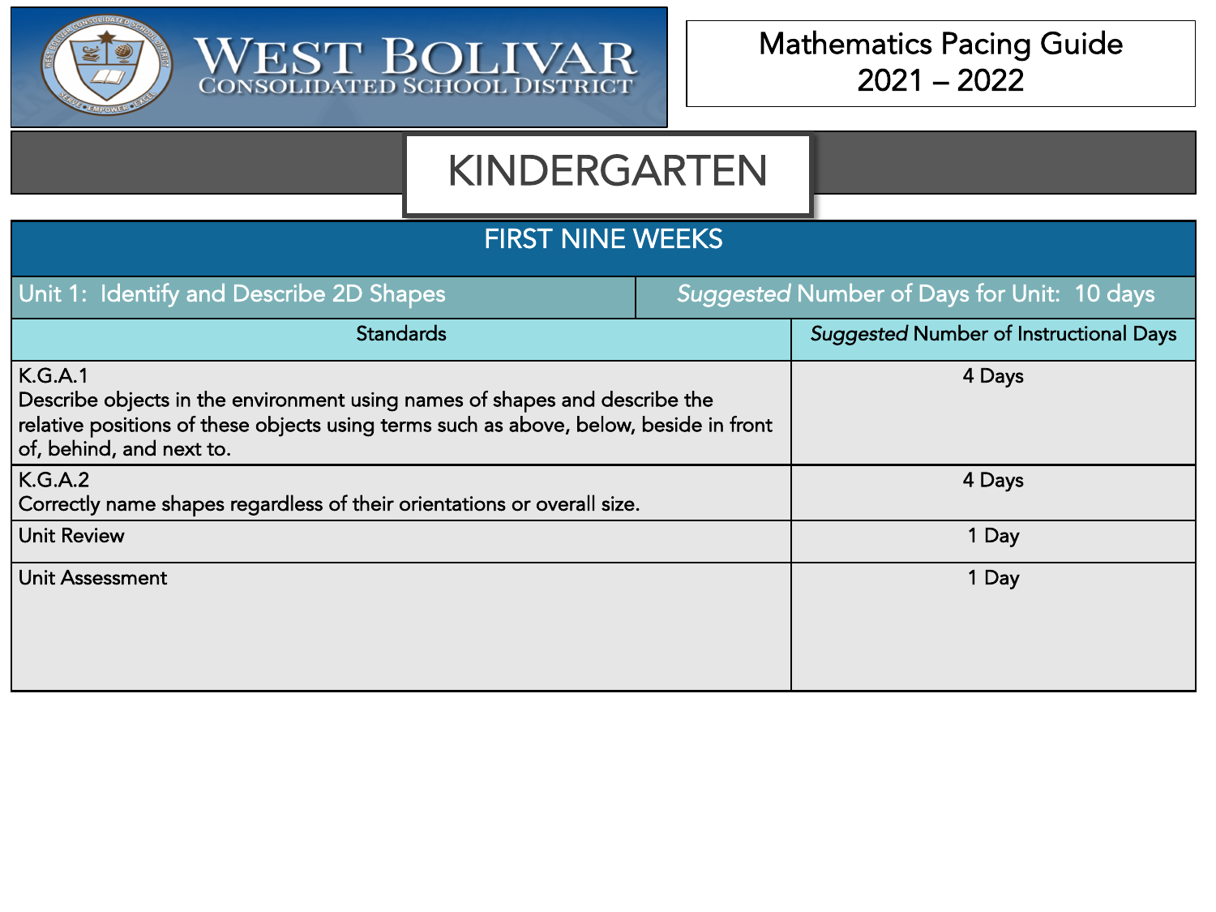WEST BOLIVAR
CONSOLIDATED SCHOOL DISTRICT

Mathematics Pacing Guide
2021 – 2022

# KINDERGARTEN

## FIRST NINE WEEKS

| Unit 1: Identify and Describe 2D Shapes | *Suggested* Number of Days for Unit: 10 days |
|---|---|
| **Standards** | ***Suggested*** **Number of Instructional Days** |
| K.G.A.1<br>Describe objects in the environment using names of shapes and describe the relative positions of these objects using terms such as above, below, beside in front of, behind, and next to. | 4 Days |
| K.G.A.2<br>Correctly name shapes regardless of their orientations or overall size. | 4 Days |
| Unit Review | 1 Day |
| Unit Assessment | 1 Day |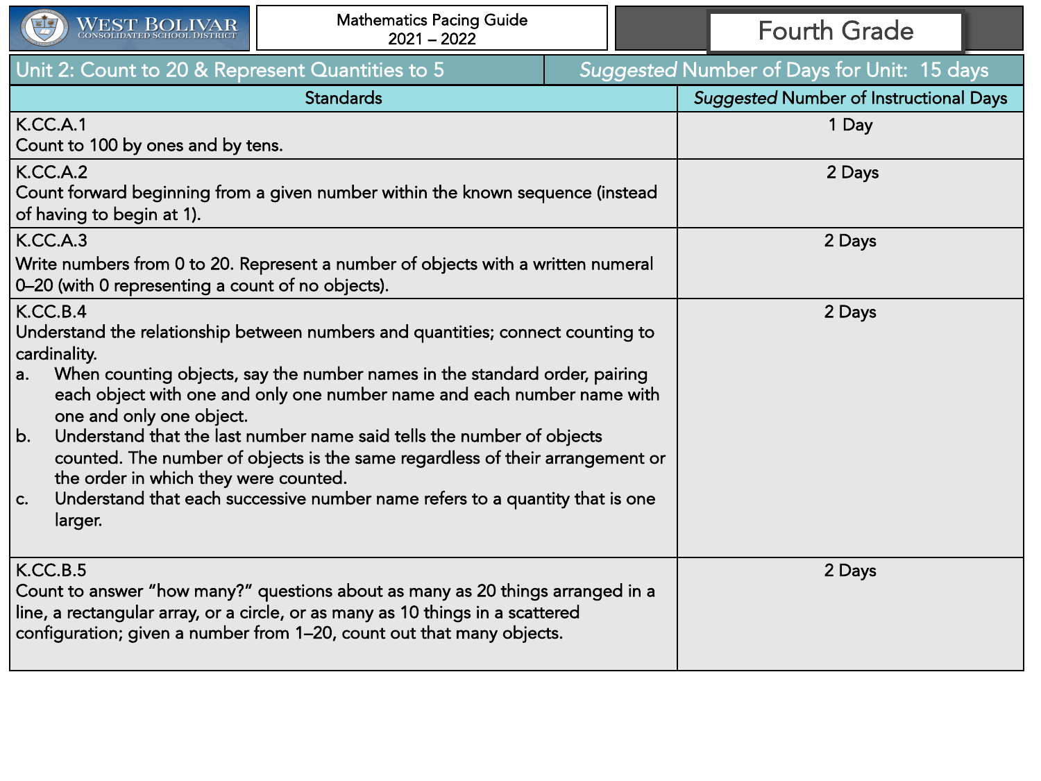West Bolivar Consolidated School District

Mathematics Pacing Guide
2021 – 2022

# Fourth Grade

| Unit 2: Count to 20 & Represent Quantities to 5 | *Suggested* Number of Days for Unit: 15 days |
|---|---|
| **Standards** | ***Suggested* Number of Instructional Days** |
| K.CC.A.1<br>Count to 100 by ones and by tens. | 1 Day |
| K.CC.A.2<br>Count forward beginning from a given number within the known sequence (instead of having to begin at 1). | 2 Days |
| K.CC.A.3<br>Write numbers from 0 to 20. Represent a number of objects with a written numeral 0–20 (with 0 representing a count of no objects). | 2 Days |
| K.CC.B.4<br>Understand the relationship between numbers and quantities; connect counting to cardinality.<br>a. When counting objects, say the number names in the standard order, pairing each object with one and only one number name and each number name with one and only one object.<br>b. Understand that the last number name said tells the number of objects counted. The number of objects is the same regardless of their arrangement or the order in which they were counted.<br>c. Understand that each successive number name refers to a quantity that is one larger. | 2 Days |
| K.CC.B.5<br>Count to answer "how many?" questions about as many as 20 things arranged in a line, a rectangular array, or a circle, or as many as 10 things in a scattered configuration; given a number from 1–20, count out that many objects. | 2 Days |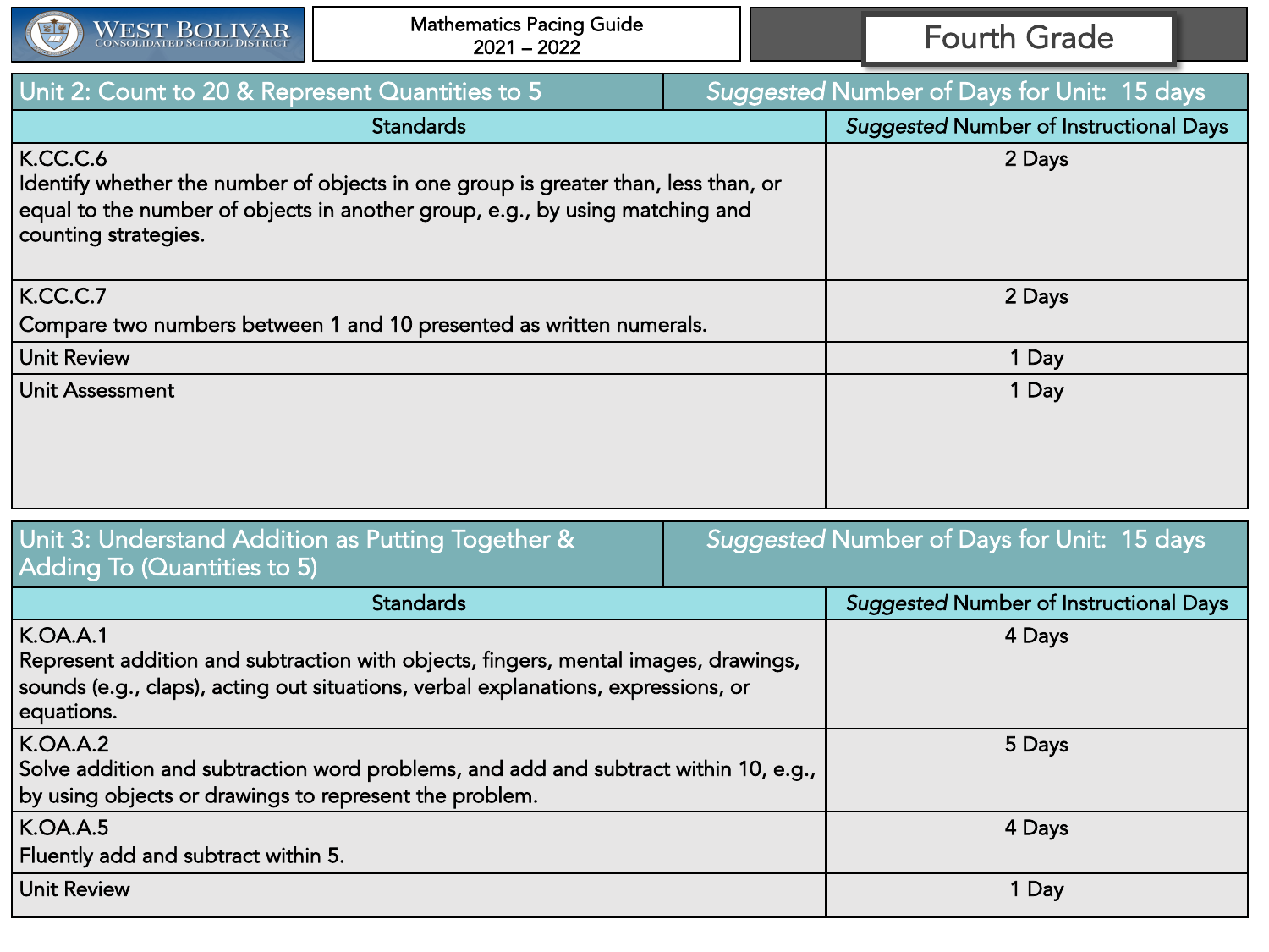# Unit 2: Count to 20 & Represent Quantities to 5

*Suggested* Number of Days for Unit: 15 days

| Standards | *Suggested* Number of Instructional Days |
|---|---|
| K.CC.C.6<br>Identify whether the number of objects in one group is greater than, less than, or equal to the number of objects in another group, e.g., by using matching and counting strategies. | 2 Days |
| K.CC.C.7<br>Compare two numbers between 1 and 10 presented as written numerals. | 2 Days |
| Unit Review | 1 Day |
| Unit Assessment | 1 Day |

# Unit 3: Understand Addition as Putting Together & Adding To (Quantities to 5)

*Suggested* Number of Days for Unit: 15 days

| Standards | *Suggested* Number of Instructional Days |
|---|---|
| K.OA.A.1<br>Represent addition and subtraction with objects, fingers, mental images, drawings, sounds (e.g., claps), acting out situations, verbal explanations, expressions, or equations. | 4 Days |
| K.OA.A.2<br>Solve addition and subtraction word problems, and add and subtract within 10, e.g., by using objects or drawings to represent the problem. | 5 Days |
| K.OA.A.5<br>Fluently add and subtract within 5. | 4 Days |
| Unit Review | 1 Day |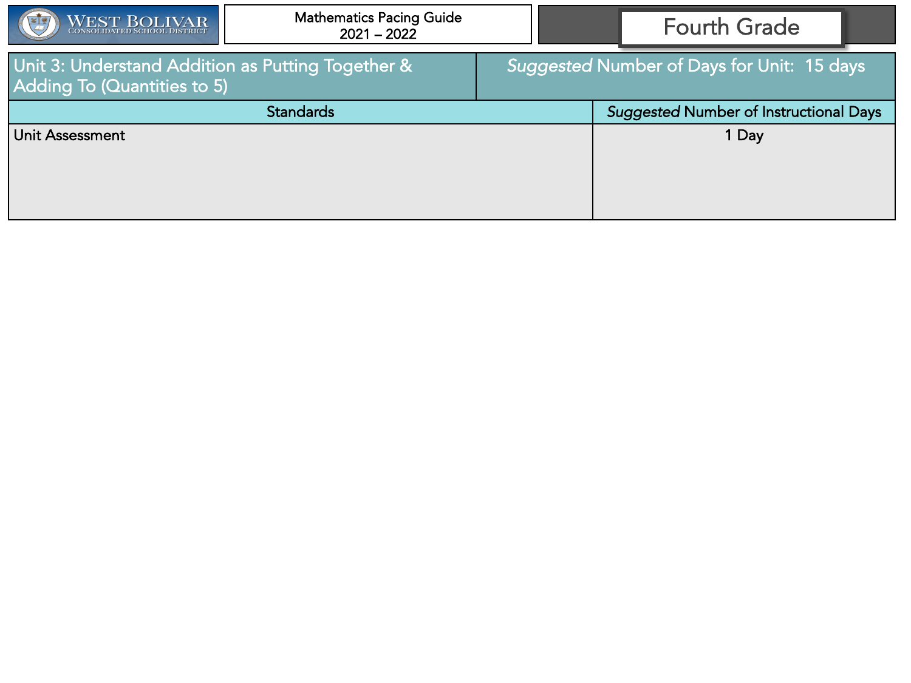| Unit 3: Understand Addition as Putting Together & Adding To (Quantities to 5) | *Suggested* Number of Days for Unit: 15 days |
|---|---|
| **Standards** | ***Suggested*** **Number of Instructional Days** |
| Unit Assessment | 1 Day |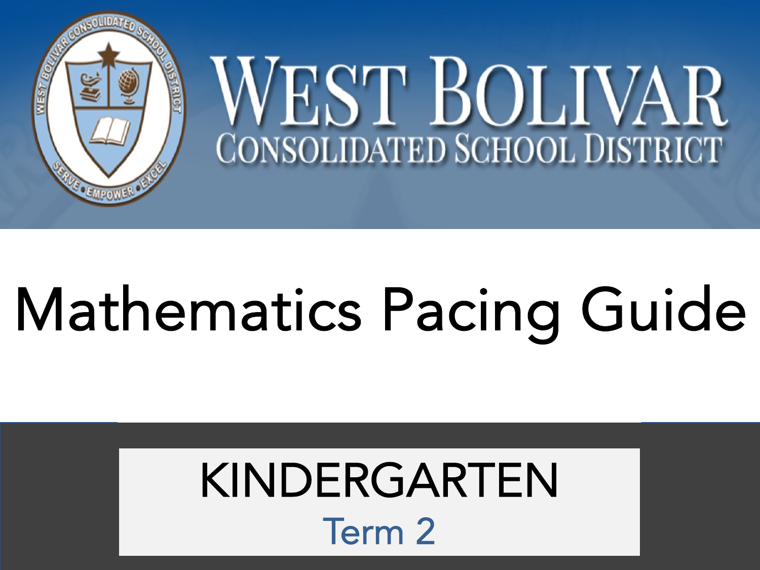# WEST BOLIVAR
## CONSOLIDATED SCHOOL DISTRICT

# Mathematics Pacing Guide

## KINDERGARTEN
### Term 2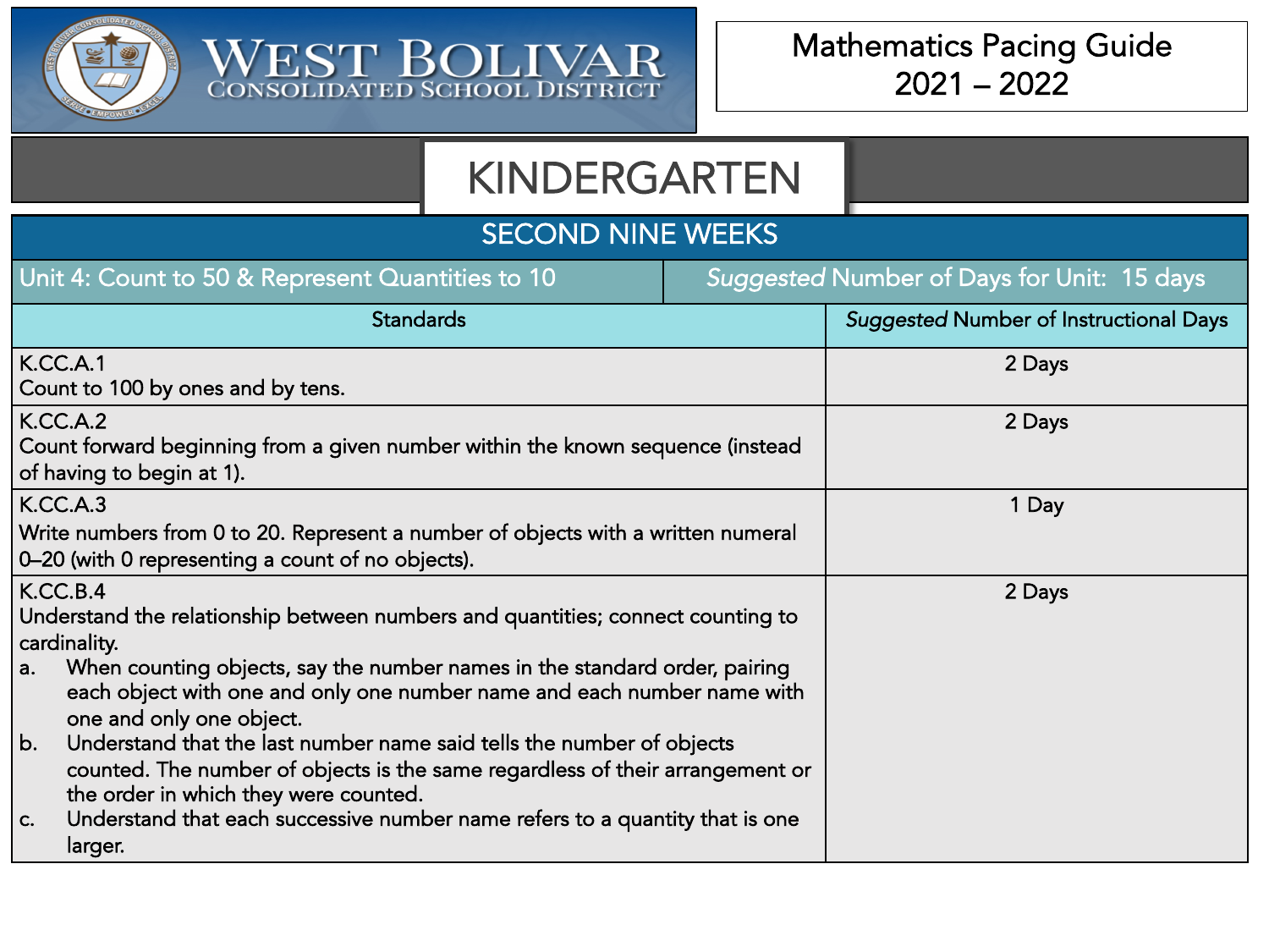# West Bolivar Consolidated School District

## Mathematics Pacing Guide 2021 – 2022

# KINDERGARTEN

## SECOND NINE WEEKS

| Unit 4: Count to 50 & Represent Quantities to 10 | *Suggested* Number of Days for Unit: 15 days |
|---|---|
| **Standards** | ***Suggested* Number of Instructional Days** |
| K.CC.A.1<br>Count to 100 by ones and by tens. | 2 Days |
| K.CC.A.2<br>Count forward beginning from a given number within the known sequence (instead of having to begin at 1). | 2 Days |
| K.CC.A.3<br>Write numbers from 0 to 20. Represent a number of objects with a written numeral 0–20 (with 0 representing a count of no objects). | 1 Day |
| K.CC.B.4<br>Understand the relationship between numbers and quantities; connect counting to cardinality.<br>a. When counting objects, say the number names in the standard order, pairing each object with one and only one number name and each number name with one and only one object.<br>b. Understand that the last number name said tells the number of objects counted. The number of objects is the same regardless of their arrangement or the order in which they were counted.<br>c. Understand that each successive number name refers to a quantity that is one larger. | 2 Days |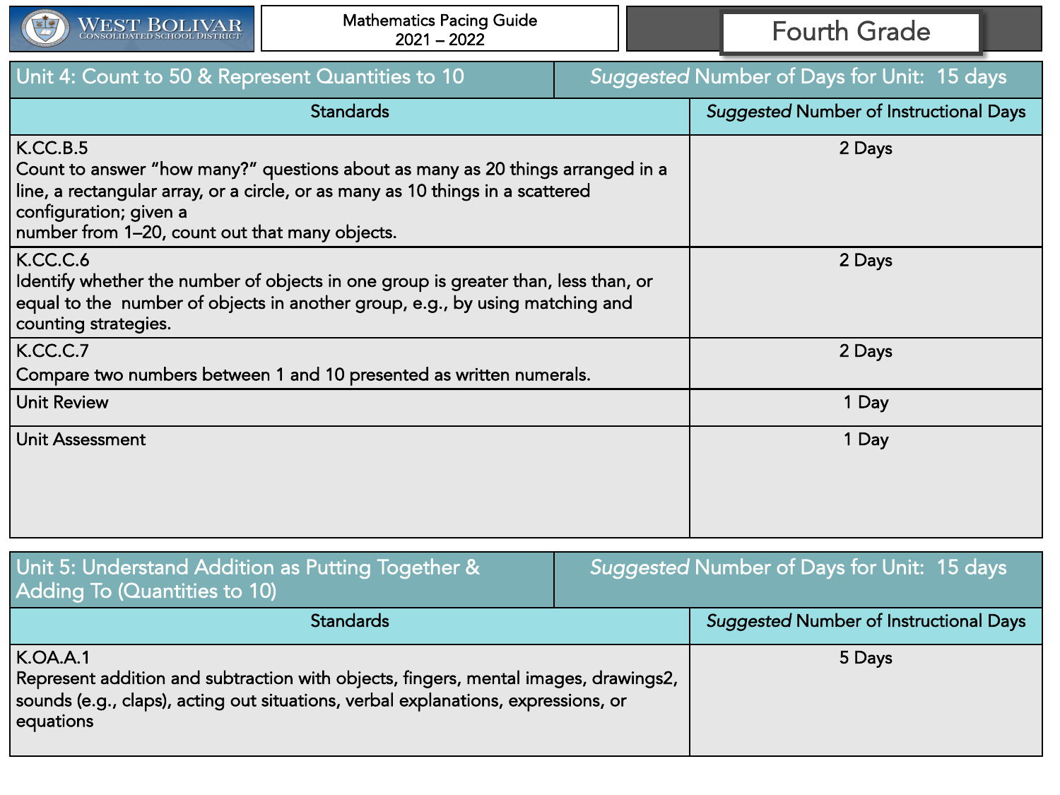| Unit 4: Count to 50 & Represent Quantities to 10 | *Suggested* Number of Days for Unit: 15 days |
|---|---|
| **Standards** | ***Suggested*** **Number of Instructional Days** |
| K.CC.B.5<br>Count to answer "how many?" questions about as many as 20 things arranged in a line, a rectangular array, or a circle, or as many as 10 things in a scattered configuration; given a number from 1–20, count out that many objects. | 2 Days |
| K.CC.C.6<br>Identify whether the number of objects in one group is greater than, less than, or equal to the number of objects in another group, e.g., by using matching and counting strategies. | 2 Days |
| K.CC.C.7<br>Compare two numbers between 1 and 10 presented as written numerals. | 2 Days |
| Unit Review | 1 Day |
| Unit Assessment | 1 Day |

| Unit 5: Understand Addition as Putting Together & Adding To (Quantities to 10) | *Suggested* Number of Days for Unit: 15 days |
|---|---|
| **Standards** | ***Suggested*** **Number of Instructional Days** |
| K.OA.A.1<br>Represent addition and subtraction with objects, fingers, mental images, drawings2, sounds (e.g., claps), acting out situations, verbal explanations, expressions, or equations | 5 Days |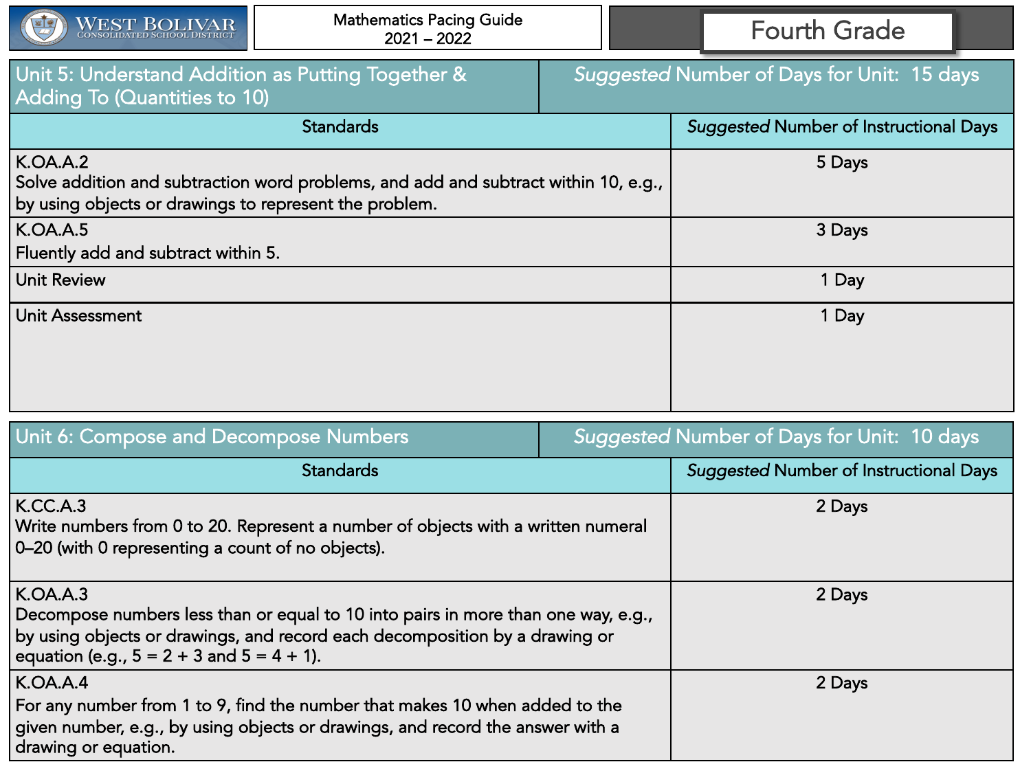## Unit 5: Understand Addition as Putting Together & Adding To (Quantities to 10)

*Suggested* Number of Days for Unit: 15 days

| Standards | *Suggested* Number of Instructional Days |
|---|---|
| K.OA.A.2<br>Solve addition and subtraction word problems, and add and subtract within 10, e.g., by using objects or drawings to represent the problem. | 5 Days |
| K.OA.A.5<br>Fluently add and subtract within 5. | 3 Days |
| Unit Review | 1 Day |
| Unit Assessment | 1 Day |

## Unit 6: Compose and Decompose Numbers

*Suggested* Number of Days for Unit: 10 days

| Standards | *Suggested* Number of Instructional Days |
|---|---|
| K.CC.A.3<br>Write numbers from 0 to 20. Represent a number of objects with a written numeral 0–20 (with 0 representing a count of no objects). | 2 Days |
| K.OA.A.3<br>Decompose numbers less than or equal to 10 into pairs in more than one way, e.g., by using objects or drawings, and record each decomposition by a drawing or equation (e.g., $5 = 2 + 3$ and $5 = 4 + 1$). | 2 Days |
| K.OA.A.4<br>For any number from 1 to 9, find the number that makes 10 when added to the given number, e.g., by using objects or drawings, and record the answer with a drawing or equation. | 2 Days |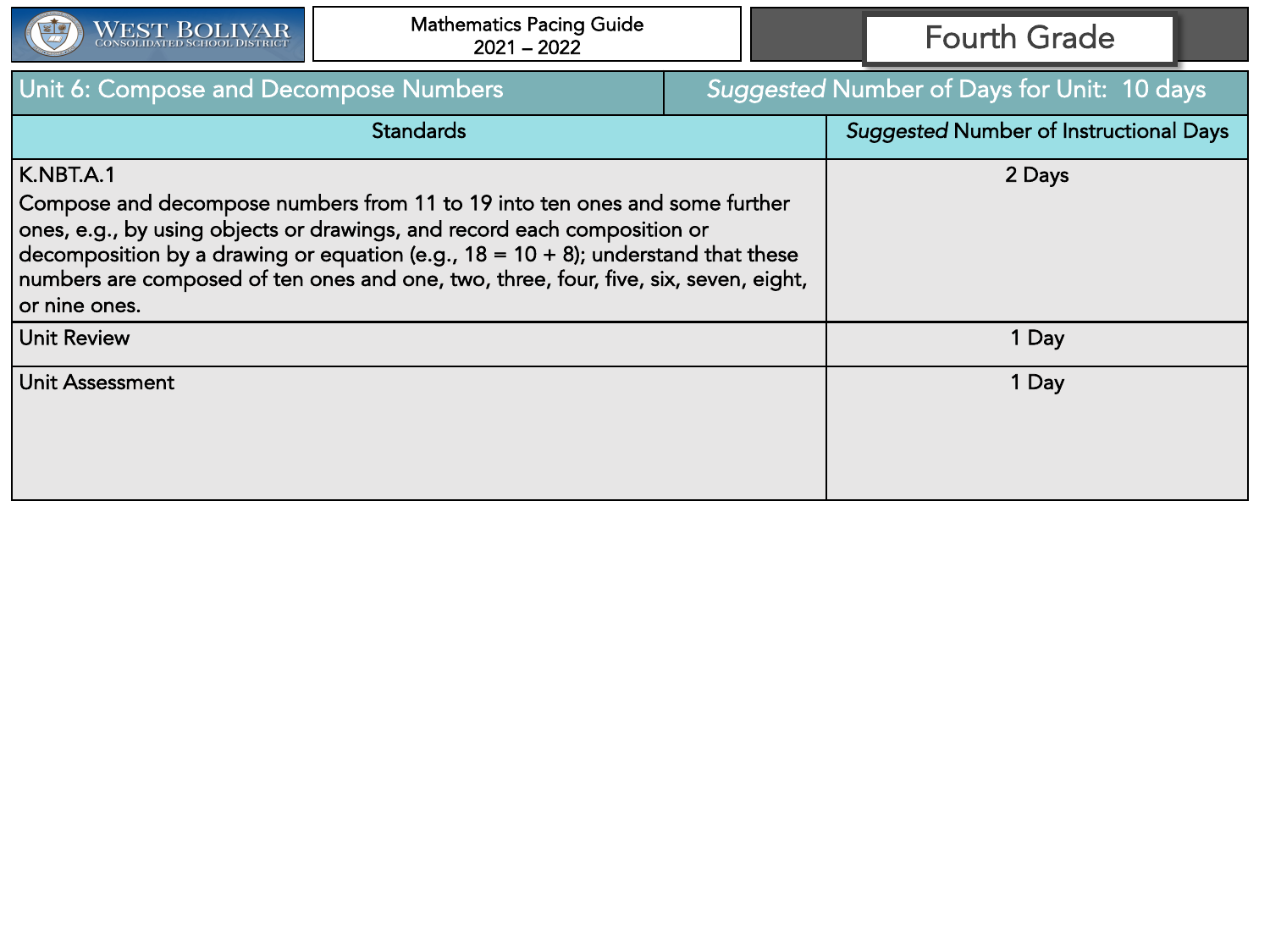West Bolivar Consolidated School District

Mathematics Pacing Guide
2021 – 2022

Fourth Grade

| Unit 6: Compose and Decompose Numbers | *Suggested* Number of Days for Unit: 10 days |
|---|---|
| **Standards** | ***Suggested* Number of Instructional Days** |
| K.NBT.A.1<br>Compose and decompose numbers from 11 to 19 into ten ones and some further ones, e.g., by using objects or drawings, and record each composition or decomposition by a drawing or equation (e.g., 18 = 10 + 8); understand that these numbers are composed of ten ones and one, two, three, four, five, six, seven, eight, or nine ones. | 2 Days |
| Unit Review | 1 Day |
| Unit Assessment | 1 Day |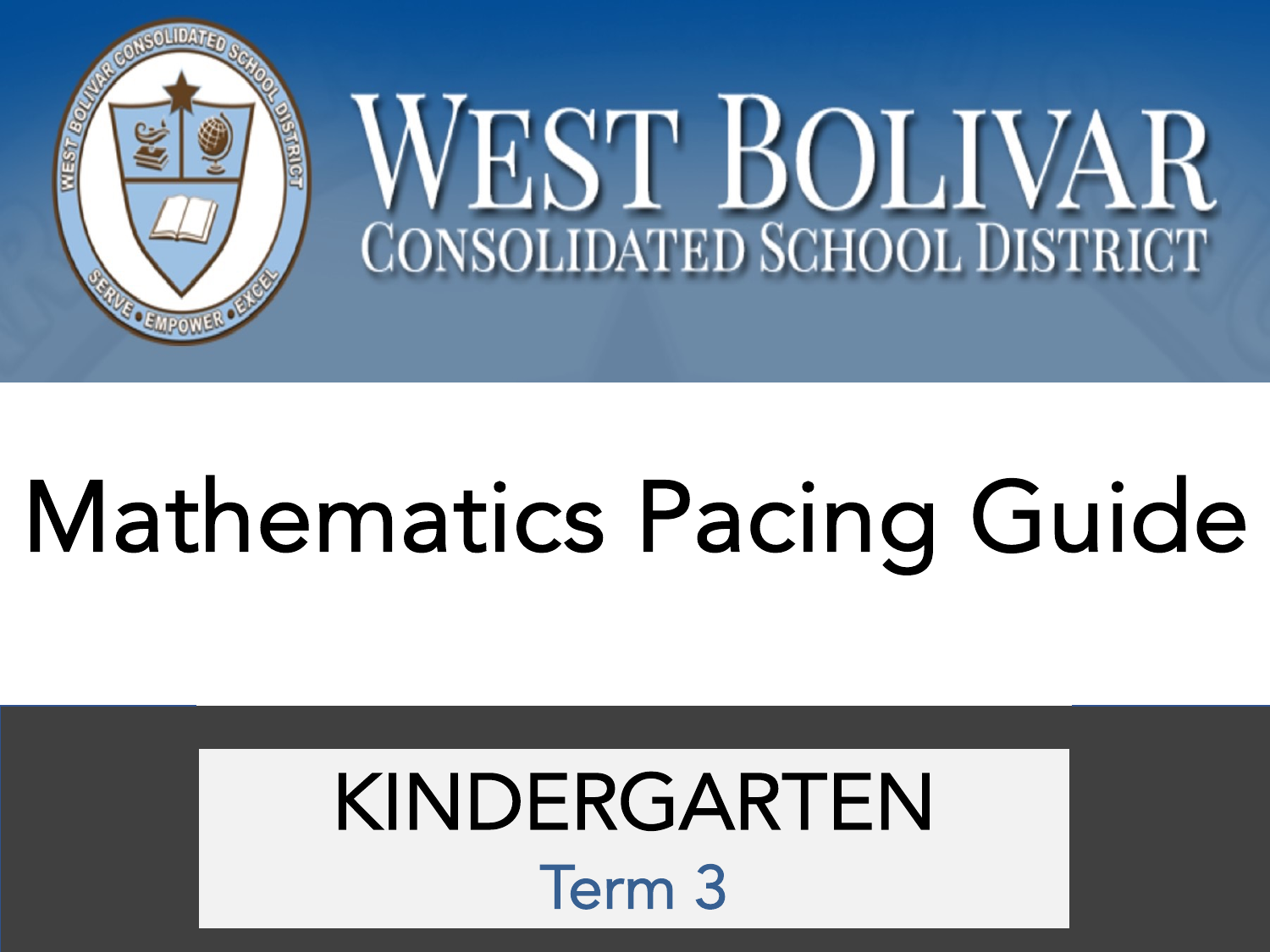# WEST BOLIVAR CONSOLIDATED SCHOOL DISTRICT

# Mathematics Pacing Guide

## KINDERGARTEN

### Term 3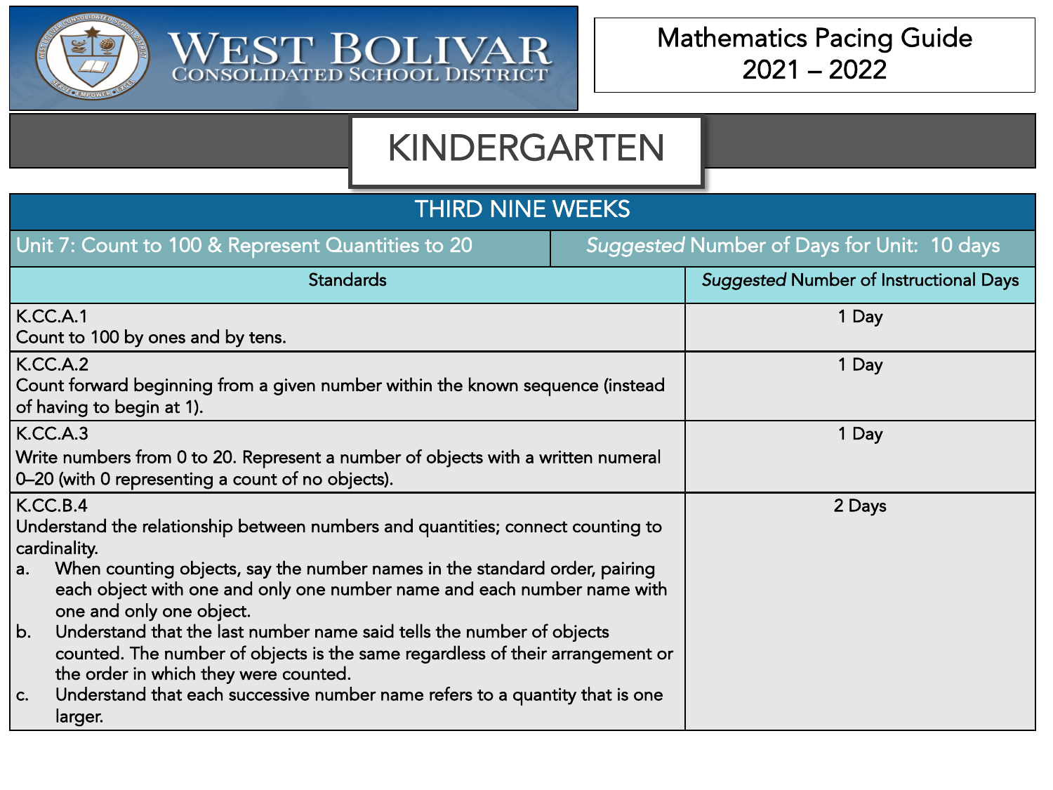# West Bolivar Consolidated School District

## Mathematics Pacing Guide 2021 – 2022

## KINDERGARTEN

| THIRD NINE WEEKS | |
|---|---|
| Unit 7: Count to 100 & Represent Quantities to 20 | *Suggested* Number of Days for Unit: 10 days |
| **Standards** | ***Suggested* Number of Instructional Days** |
| K.CC.A.1<br>Count to 100 by ones and by tens. | 1 Day |
| K.CC.A.2<br>Count forward beginning from a given number within the known sequence (instead of having to begin at 1). | 1 Day |
| K.CC.A.3<br>Write numbers from 0 to 20. Represent a number of objects with a written numeral 0–20 (with 0 representing a count of no objects). | 1 Day |
| K.CC.B.4<br>Understand the relationship between numbers and quantities; connect counting to cardinality.<br>a. When counting objects, say the number names in the standard order, pairing each object with one and only one number name and each number name with one and only one object.<br>b. Understand that the last number name said tells the number of objects counted. The number of objects is the same regardless of their arrangement or the order in which they were counted.<br>c. Understand that each successive number name refers to a quantity that is one larger. | 2 Days |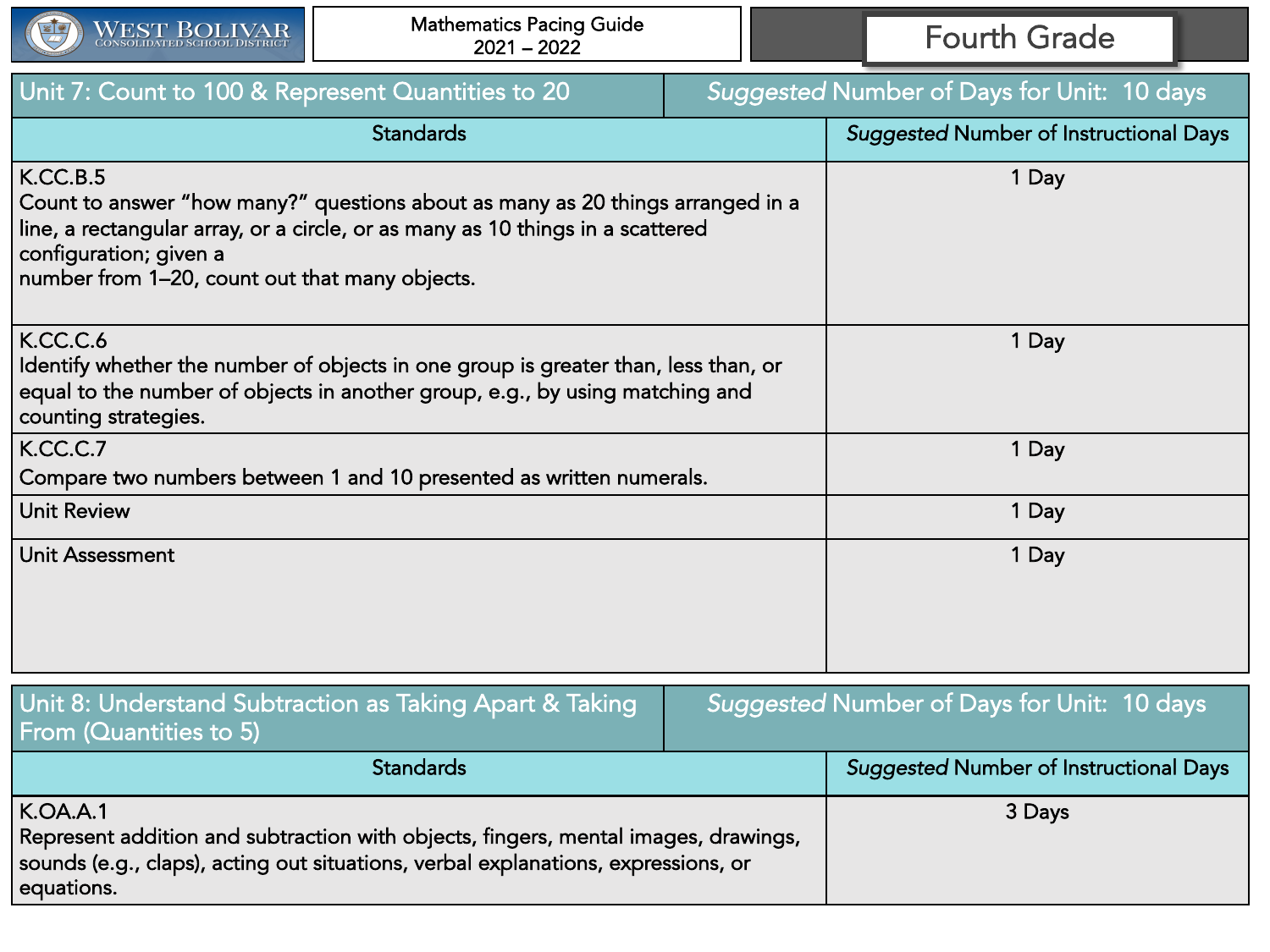West Bolivar Consolidated School District | Mathematics Pacing Guide 2021 – 2022 | Fourth Grade

## Unit 7: Count to 100 & Represent Quantities to 20

*Suggested* Number of Days for Unit: 10 days

| Standards | *Suggested* Number of Instructional Days |
|---|---|
| K.CC.B.5<br>Count to answer “how many?” questions about as many as 20 things arranged in a line, a rectangular array, or a circle, or as many as 10 things in a scattered configuration; given a number from 1–20, count out that many objects. | 1 Day |
| K.CC.C.6<br>Identify whether the number of objects in one group is greater than, less than, or equal to the number of objects in another group, e.g., by using matching and counting strategies. | 1 Day |
| K.CC.C.7<br>Compare two numbers between 1 and 10 presented as written numerals. | 1 Day |
| Unit Review | 1 Day |
| Unit Assessment | 1 Day |

## Unit 8: Understand Subtraction as Taking Apart & Taking From (Quantities to 5)

*Suggested* Number of Days for Unit: 10 days

| Standards | *Suggested* Number of Instructional Days |
|---|---|
| K.OA.A.1<br>Represent addition and subtraction with objects, fingers, mental images, drawings, sounds (e.g., claps), acting out situations, verbal explanations, expressions, or equations. | 3 Days |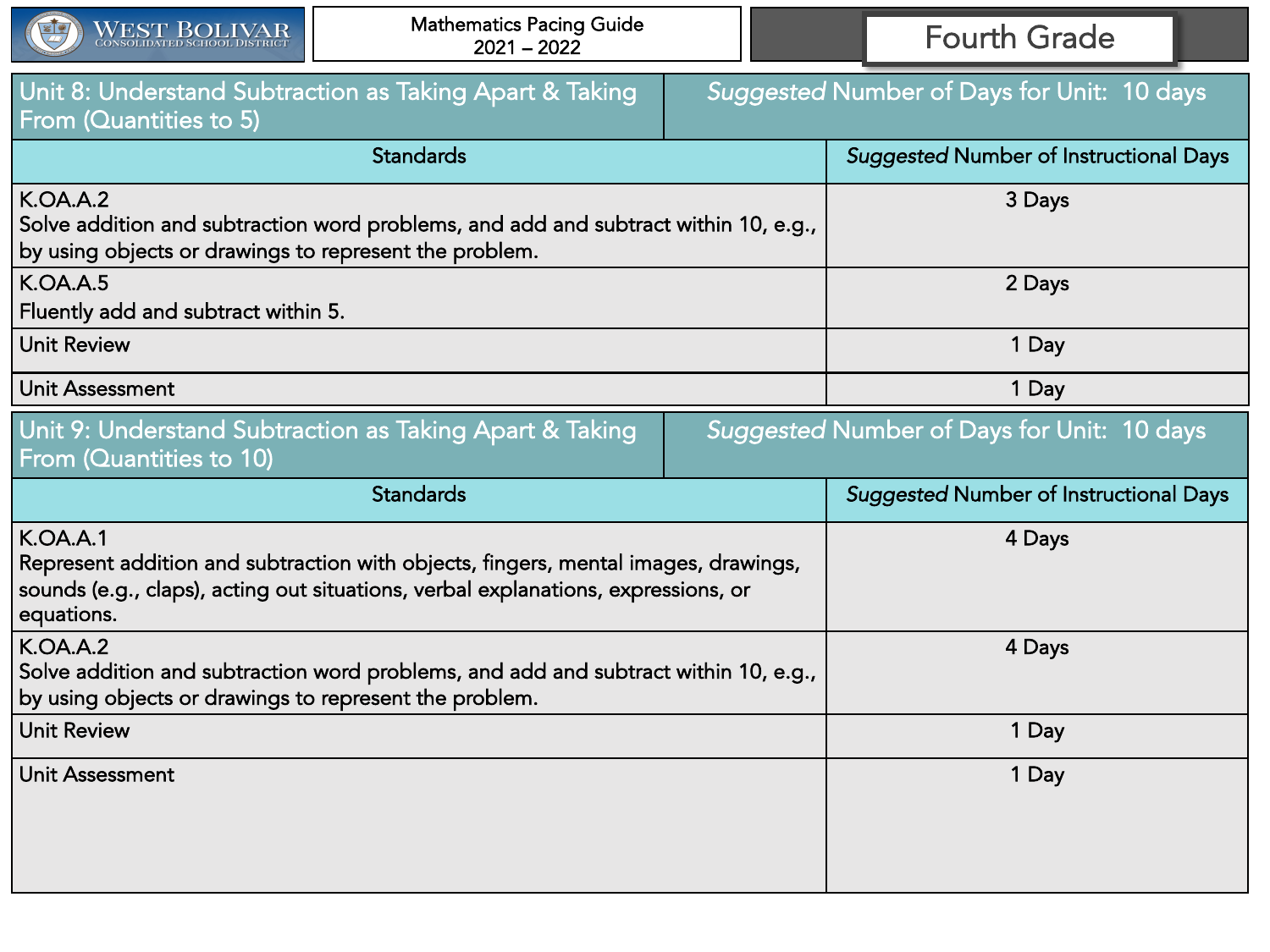| Unit 8: Understand Subtraction as Taking Apart & Taking From (Quantities to 5) | *Suggested* Number of Days for Unit: 10 days |
|---|---|
| **Standards** | ***Suggested* Number of Instructional Days** |
| K.OA.A.2<br>Solve addition and subtraction word problems, and add and subtract within 10, e.g., by using objects or drawings to represent the problem. | 3 Days |
| K.OA.A.5<br>Fluently add and subtract within 5. | 2 Days |
| Unit Review | 1 Day |
| Unit Assessment | 1 Day |

| Unit 9: Understand Subtraction as Taking Apart & Taking From (Quantities to 10) | *Suggested* Number of Days for Unit: 10 days |
|---|---|
| **Standards** | ***Suggested* Number of Instructional Days** |
| K.OA.A.1<br>Represent addition and subtraction with objects, fingers, mental images, drawings, sounds (e.g., claps), acting out situations, verbal explanations, expressions, or equations. | 4 Days |
| K.OA.A.2<br>Solve addition and subtraction word problems, and add and subtract within 10, e.g., by using objects or drawings to represent the problem. | 4 Days |
| Unit Review | 1 Day |
| Unit Assessment | 1 Day |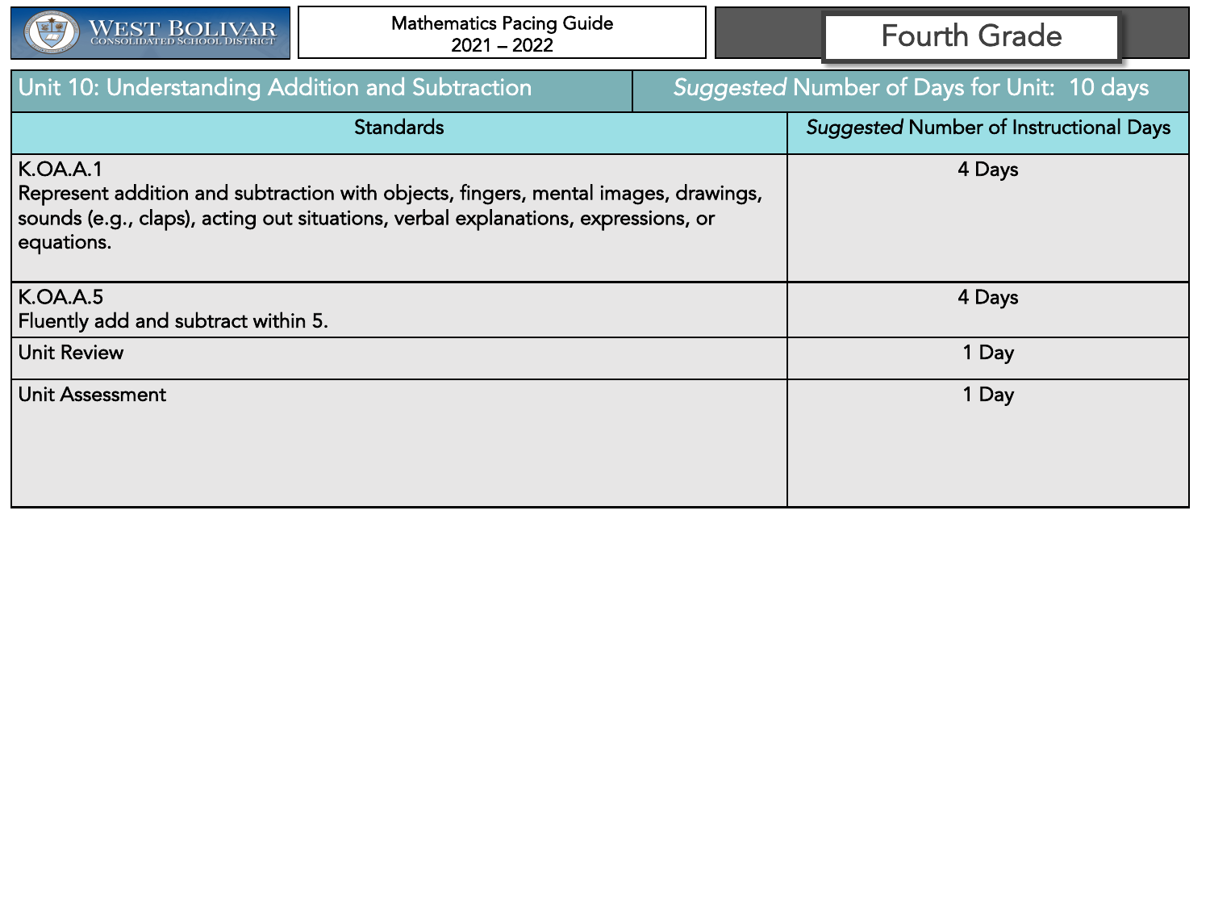West Bolivar Consolidated School District

Mathematics Pacing Guide
2021 – 2022

Fourth Grade

| Unit 10: Understanding Addition and Subtraction | *Suggested* Number of Days for Unit: 10 days |
|---|---|
| **Standards** | ***Suggested* Number of Instructional Days** |
| K.OA.A.1<br>Represent addition and subtraction with objects, fingers, mental images, drawings, sounds (e.g., claps), acting out situations, verbal explanations, expressions, or equations. | 4 Days |
| K.OA.A.5<br>Fluently add and subtract within 5. | 4 Days |
| Unit Review | 1 Day |
| Unit Assessment | 1 Day |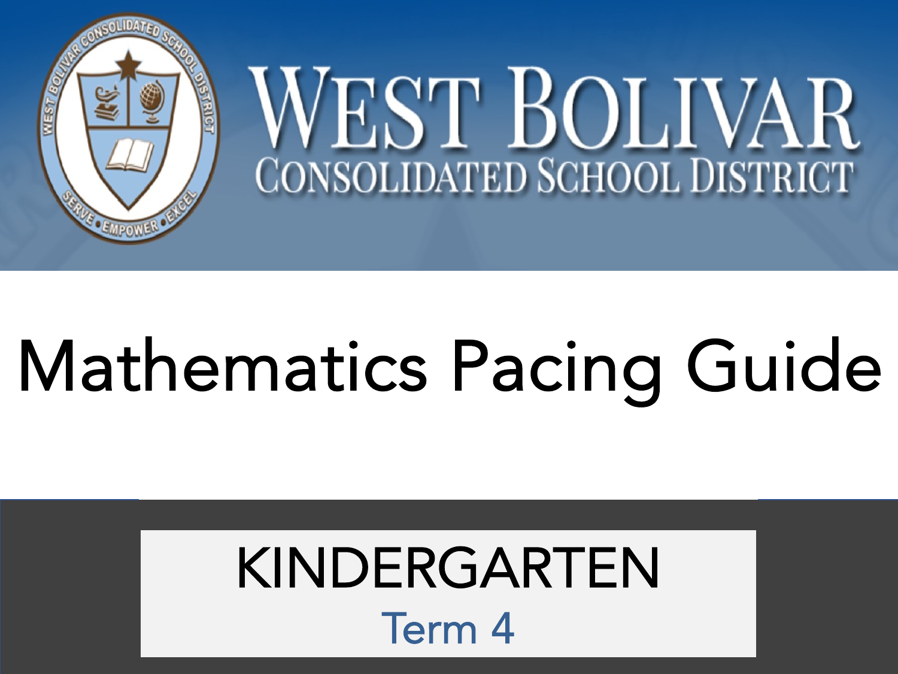# WEST BOLIVAR
## CONSOLIDATED SCHOOL DISTRICT

# Mathematics Pacing Guide

## KINDERGARTEN
### Term 4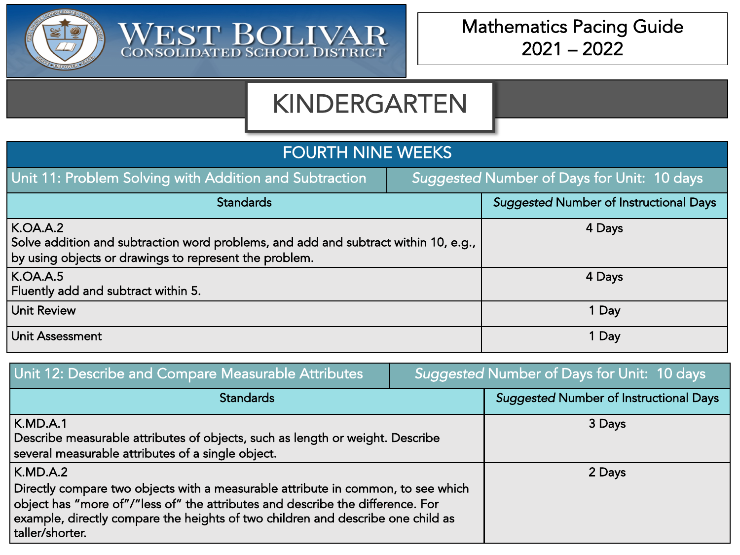West Bolivar Consolidated School District

Mathematics Pacing Guide
2021 – 2022

# KINDERGARTEN

## FOURTH NINE WEEKS

| Unit 11: Problem Solving with Addition and Subtraction | *Suggested* Number of Days for Unit: 10 days |
|---|---|
| **Standards** | ***Suggested* Number of Instructional Days** |
| K.OA.A.2<br>Solve addition and subtraction word problems, and add and subtract within 10, e.g., by using objects or drawings to represent the problem. | 4 Days |
| K.OA.A.5<br>Fluently add and subtract within 5. | 4 Days |
| Unit Review | 1 Day |
| Unit Assessment | 1 Day |

| Unit 12: Describe and Compare Measurable Attributes | *Suggested* Number of Days for Unit: 10 days |
|---|---|
| **Standards** | ***Suggested* Number of Instructional Days** |
| K.MD.A.1<br>Describe measurable attributes of objects, such as length or weight. Describe several measurable attributes of a single object. | 3 Days |
| K.MD.A.2<br>Directly compare two objects with a measurable attribute in common, to see which object has "more of"/"less of" the attributes and describe the difference. For example, directly compare the heights of two children and describe one child as taller/shorter. | 2 Days |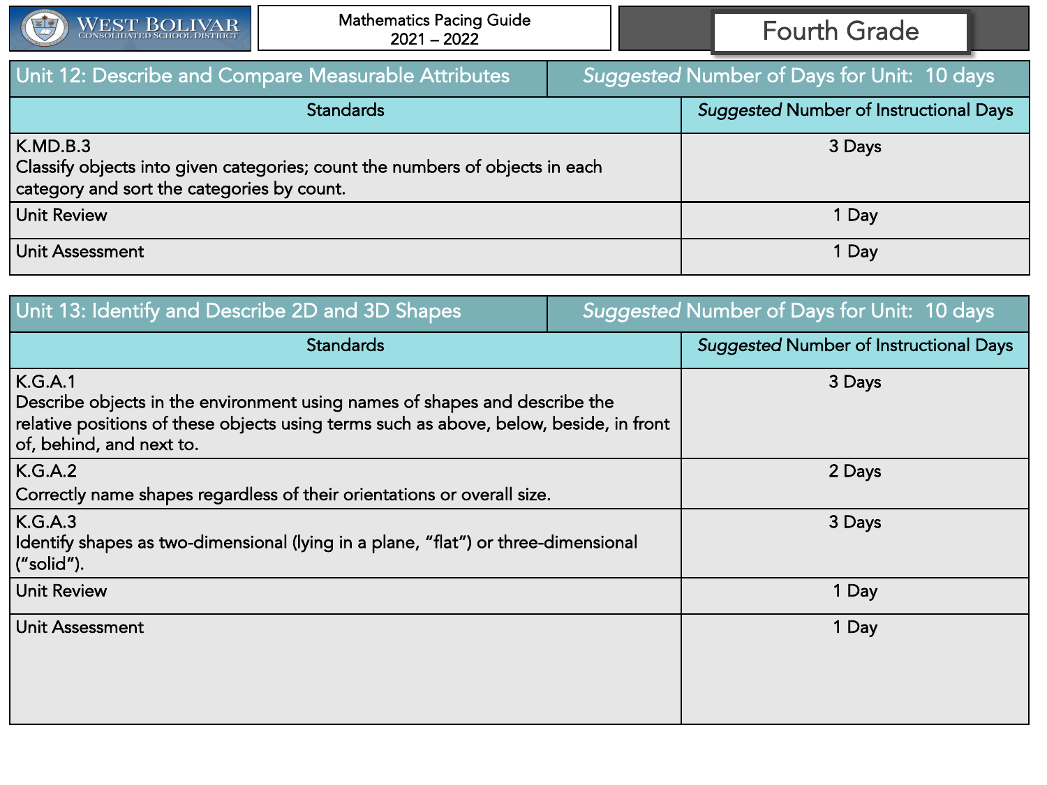## Unit 12: Describe and Compare Measurable Attributes

*Suggested* Number of Days for Unit: 10 days

| Standards | *Suggested* Number of Instructional Days |
|---|---|
| K.MD.B.3<br>Classify objects into given categories; count the numbers of objects in each category and sort the categories by count. | 3 Days |
| Unit Review | 1 Day |
| Unit Assessment | 1 Day |

## Unit 13: Identify and Describe 2D and 3D Shapes

*Suggested* Number of Days for Unit: 10 days

| Standards | *Suggested* Number of Instructional Days |
|---|---|
| K.G.A.1<br>Describe objects in the environment using names of shapes and describe the relative positions of these objects using terms such as above, below, beside, in front of, behind, and next to. | 3 Days |
| K.G.A.2<br>Correctly name shapes regardless of their orientations or overall size. | 2 Days |
| K.G.A.3<br>Identify shapes as two-dimensional (lying in a plane, "flat") or three-dimensional ("solid"). | 3 Days |
| Unit Review | 1 Day |
| Unit Assessment | 1 Day |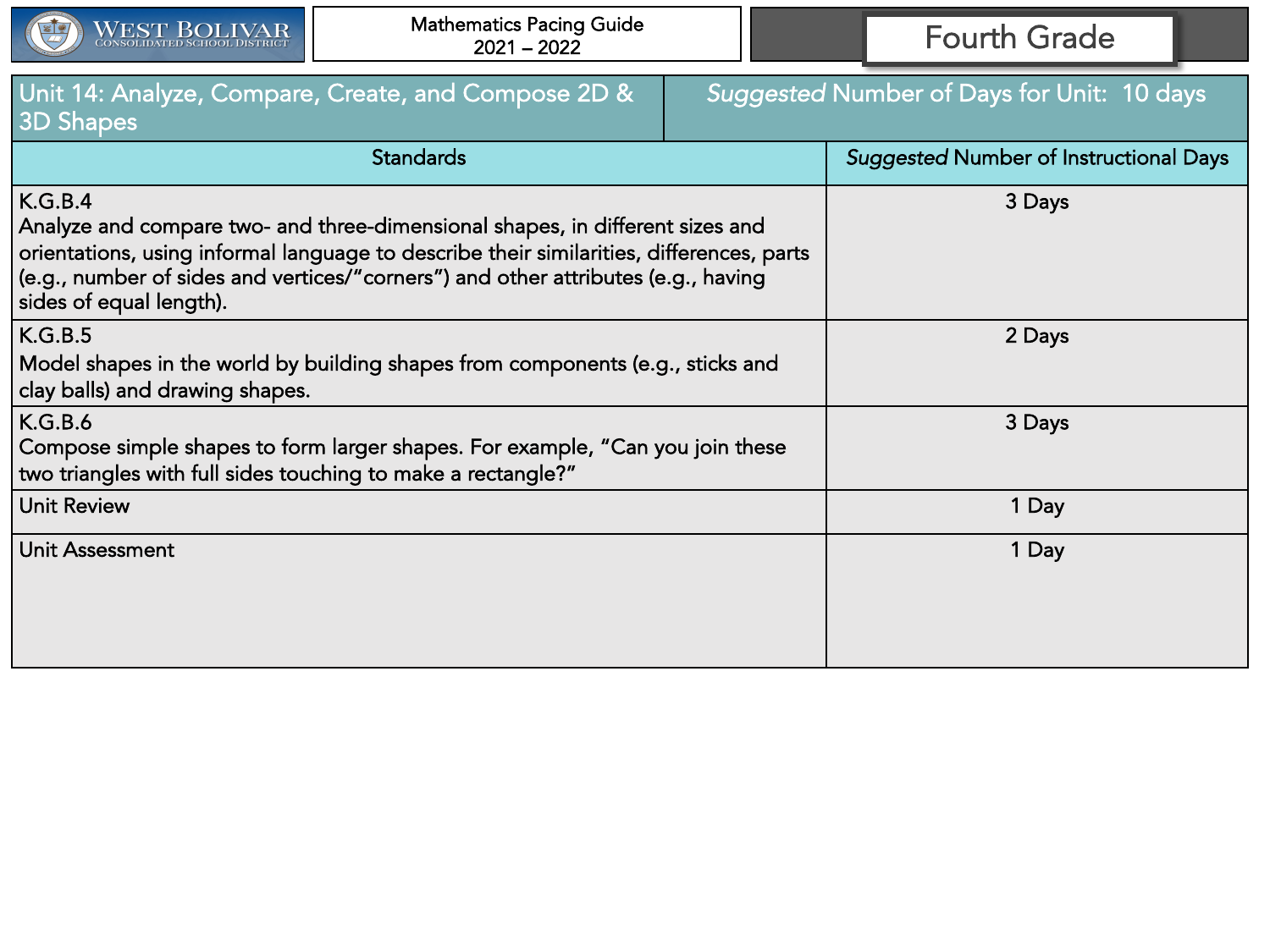West Bolivar Consolidated School District

Mathematics Pacing Guide 2021 – 2022

Fourth Grade

| Unit 14: Analyze, Compare, Create, and Compose 2D & 3D Shapes | *Suggested* Number of Days for Unit: 10 days |
|---|---|
| **Standards** | ***Suggested*** **Number of Instructional Days** |
| K.G.B.4<br>Analyze and compare two- and three-dimensional shapes, in different sizes and orientations, using informal language to describe their similarities, differences, parts (e.g., number of sides and vertices/"corners") and other attributes (e.g., having sides of equal length). | 3 Days |
| K.G.B.5<br>Model shapes in the world by building shapes from components (e.g., sticks and clay balls) and drawing shapes. | 2 Days |
| K.G.B.6<br>Compose simple shapes to form larger shapes. For example, "Can you join these two triangles with full sides touching to make a rectangle?" | 3 Days |
| Unit Review | 1 Day |
| Unit Assessment | 1 Day |